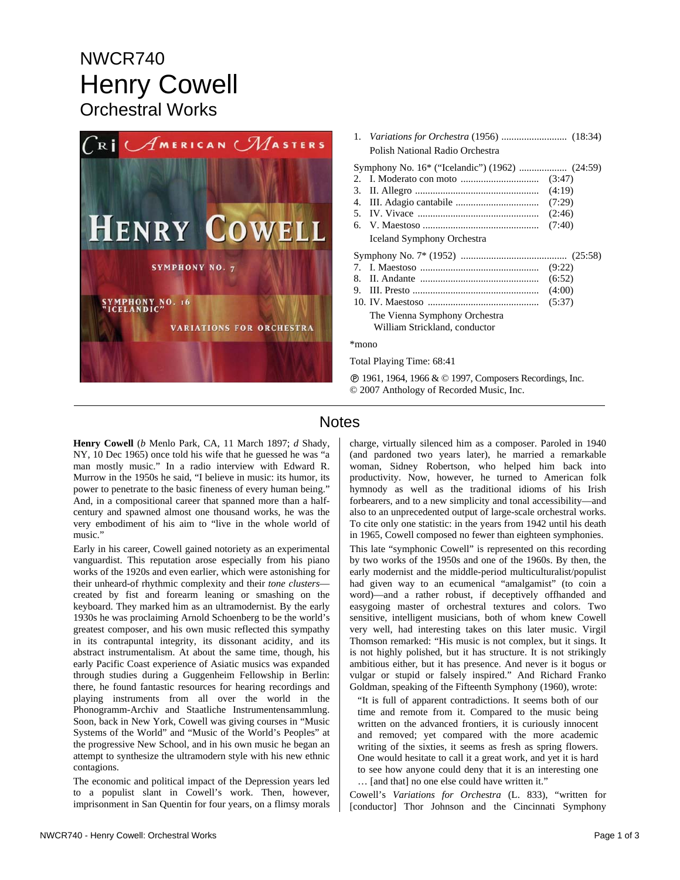NWCR740

# Henry Cowell

## Orchestral Works

1. *Variations for Orchestra* (1956) .......................... (18:34)
   Polish National Radio Orchestra

Symphony No. 16* ("Icelandic") (1962) ................... (24:59)

2. I. Moderato con moto ............................... (3:47)
3. II. Allegro ................................................ (4:19)
4. III. Adagio cantabile ................................. (7:29)
5. IV. Vivace ............................................... (2:46)
6. V. Maestoso ............................................ (7:40)

   Iceland Symphony Orchestra

Symphony No. 7* (1952) .......................................... (25:58)

7. I. Maestoso ............................................... (9:22)
8. II. Andante ............................................... (6:52)
9. III. Presto .................................................. (4:00)
10. IV. Maestoso ............................................ (5:37)

    The Vienna Symphony Orchestra
    William Strickland, conductor

*mono

Total Playing Time: 68:41

℗ 1961, 1964, 1966 & © 1997, Composers Recordings, Inc.
© 2007 Anthology of Recorded Music, Inc.

## Notes

**Henry Cowell** (*b* Menlo Park, CA, 11 March 1897; *d* Shady, NY, 10 Dec 1965) once told his wife that he guessed he was "a man mostly music." In a radio interview with Edward R. Murrow in the 1950s he said, "I believe in music: its humor, its power to penetrate to the basic fineness of every human being." And, in a compositional career that spanned more than a half-century and spawned almost one thousand works, he was the very embodiment of his aim to "live in the whole world of music."

Early in his career, Cowell gained notoriety as an experimental vanguardist. This reputation arose especially from his piano works of the 1920s and even earlier, which were astonishing for their unheard-of rhythmic complexity and their *tone clusters*—created by fist and forearm leaning or smashing on the keyboard. They marked him as an ultramodernist. By the early 1930s he was proclaiming Arnold Schoenberg to be the world's greatest composer, and his own music reflected this sympathy in its contrapuntal integrity, its dissonant acidity, and its abstract instrumentalism. At about the same time, though, his early Pacific Coast experience of Asiatic musics was expanded through studies during a Guggenheim Fellowship in Berlin: there, he found fantastic resources for hearing recordings and playing instruments from all over the world in the Phonogramm-Archiv and Staatliche Instrumentensammlung. Soon, back in New York, Cowell was giving courses in "Music Systems of the World" and "Music of the World's Peoples" at the progressive New School, and in his own music he began an attempt to synthesize the ultramodern style with his new ethnic contagions.

The economic and political impact of the Depression years led to a populist slant in Cowell's work. Then, however, imprisonment in San Quentin for four years, on a flimsy morals charge, virtually silenced him as a composer. Paroled in 1940 (and pardoned two years later), he married a remarkable woman, Sidney Robertson, who helped him back into productivity. Now, however, he turned to American folk hymnody as well as the traditional idioms of his Irish forbearers, and to a new simplicity and tonal accessibility—and also to an unprecedented output of large-scale orchestral works. To cite only one statistic: in the years from 1942 until his death in 1965, Cowell composed no fewer than eighteen symphonies.

This late "symphonic Cowell" is represented on this recording by two works of the 1950s and one of the 1960s. By then, the early modernist and the middle-period multiculturalist/populist had given way to an ecumenical "amalgamist" (to coin a word)—and a rather robust, if deceptively offhanded and easygoing master of orchestral textures and colors. Two sensitive, intelligent musicians, both of whom knew Cowell very well, had interesting takes on this later music. Virgil Thomson remarked: "His music is not complex, but it sings. It is not highly polished, but it has structure. It is not strikingly ambitious either, but it has presence. And never is it bogus or vulgar or stupid or falsely inspired." And Richard Franko Goldman, speaking of the Fifteenth Symphony (1960), wrote:

> "It is full of apparent contradictions. It seems both of our time and remote from it. Compared to the music being written on the advanced frontiers, it is curiously innocent and removed; yet compared with the more academic writing of the sixties, it seems as fresh as spring flowers. One would hesitate to call it a great work, and yet it is hard to see how anyone could deny that it is an interesting one … [and that] no one else could have written it."

Cowell's *Variations for Orchestra* (L. 833), "written for [conductor] Thor Johnson and the Cincinnati Symphony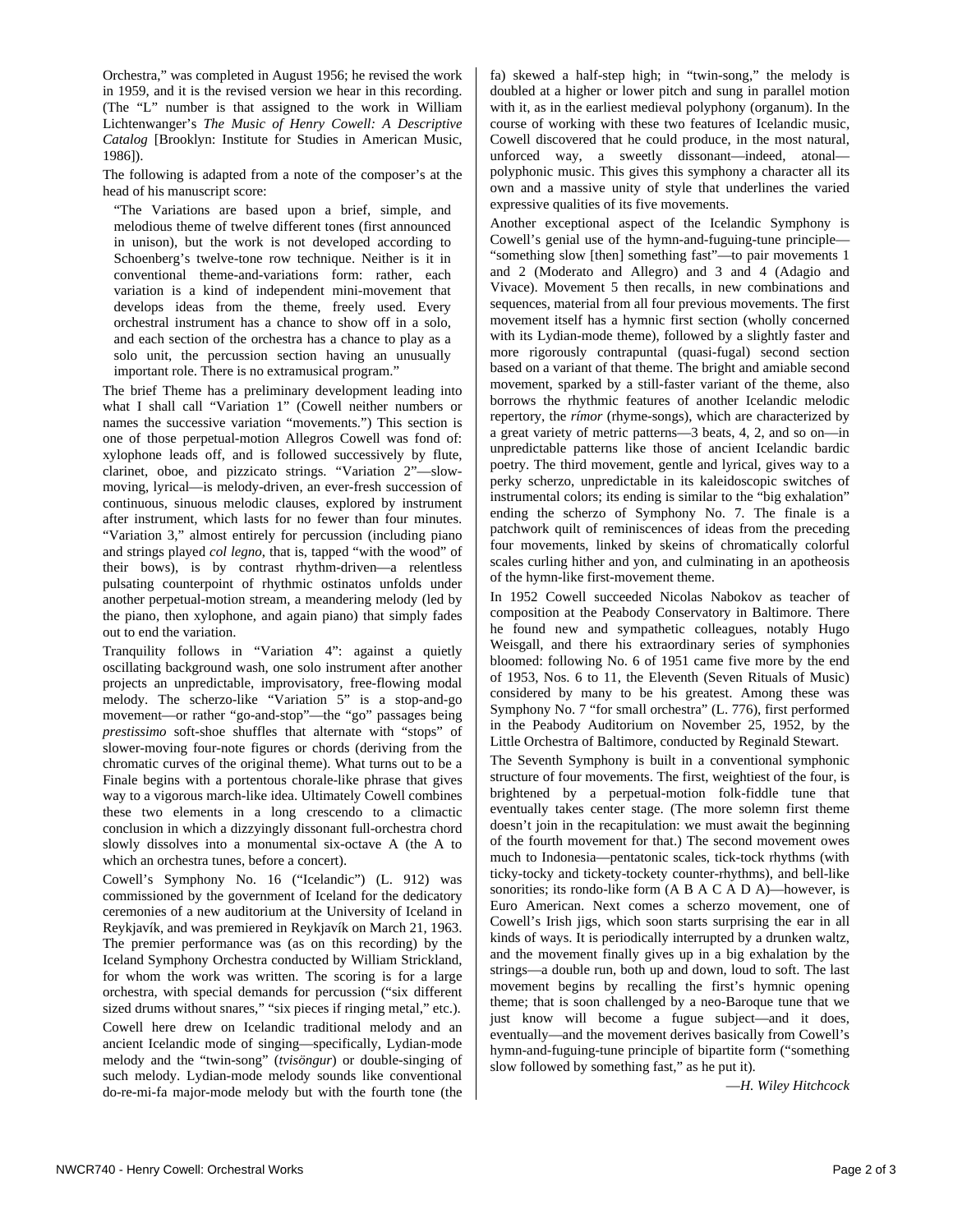Orchestra," was completed in August 1956; he revised the work in 1959, and it is the revised version we hear in this recording. (The "L" number is that assigned to the work in William Lichtenwanger's *The Music of Henry Cowell: A Descriptive Catalog* [Brooklyn: Institute for Studies in American Music, 1986]).

The following is adapted from a note of the composer's at the head of his manuscript score:

> "The Variations are based upon a brief, simple, and melodious theme of twelve different tones (first announced in unison), but the work is not developed according to Schoenberg's twelve-tone row technique. Neither is it in conventional theme-and-variations form: rather, each variation is a kind of independent mini-movement that develops ideas from the theme, freely used. Every orchestral instrument has a chance to show off in a solo, and each section of the orchestra has a chance to play as a solo unit, the percussion section having an unusually important role. There is no extramusical program."

The brief Theme has a preliminary development leading into what I shall call "Variation 1" (Cowell neither numbers or names the successive variation "movements.") This section is one of those perpetual-motion Allegros Cowell was fond of: xylophone leads off, and is followed successively by flute, clarinet, oboe, and pizzicato strings. "Variation 2"—slow-moving, lyrical—is melody-driven, an ever-fresh succession of continuous, sinuous melodic clauses, explored by instrument after instrument, which lasts for no fewer than four minutes. "Variation 3," almost entirely for percussion (including piano and strings played *col legno*, that is, tapped "with the wood" of their bows), is by contrast rhythm-driven—a relentless pulsating counterpoint of rhythmic ostinatos unfolds under another perpetual-motion stream, a meandering melody (led by the piano, then xylophone, and again piano) that simply fades out to end the variation.

Tranquility follows in "Variation 4": against a quietly oscillating background wash, one solo instrument after another projects an unpredictable, improvisatory, free-flowing modal melody. The scherzo-like "Variation 5" is a stop-and-go movement—or rather "go-and-stop"—the "go" passages being *prestissimo* soft-shoe shuffles that alternate with "stops" of slower-moving four-note figures or chords (deriving from the chromatic curves of the original theme). What turns out to be a Finale begins with a portentous chorale-like phrase that gives way to a vigorous march-like idea. Ultimately Cowell combines these two elements in a long crescendo to a climactic conclusion in which a dizzyingly dissonant full-orchestra chord slowly dissolves into a monumental six-octave A (the A to which an orchestra tunes, before a concert).

Cowell's Symphony No. 16 ("Icelandic") (L. 912) was commissioned by the government of Iceland for the dedicatory ceremonies of a new auditorium at the University of Iceland in Reykjavík, and was premiered in Reykjavík on March 21, 1963. The premier performance was (as on this recording) by the Iceland Symphony Orchestra conducted by William Strickland, for whom the work was written. The scoring is for a large orchestra, with special demands for percussion ("six different sized drums without snares," "six pieces if ringing metal," etc.).

Cowell here drew on Icelandic traditional melody and an ancient Icelandic mode of singing—specifically, Lydian-mode melody and the "twin-song" (*tvisöngur*) or double-singing of such melody. Lydian-mode melody sounds like conventional do-re-mi-fa major-mode melody but with the fourth tone (the fa) skewed a half-step high; in "twin-song," the melody is doubled at a higher or lower pitch and sung in parallel motion with it, as in the earliest medieval polyphony (organum). In the course of working with these two features of Icelandic music, Cowell discovered that he could produce, in the most natural, unforced way, a sweetly dissonant—indeed, atonal—polyphonic music. This gives this symphony a character all its own and a massive unity of style that underlines the varied expressive qualities of its five movements.

Another exceptional aspect of the Icelandic Symphony is Cowell's genial use of the hymn-and-fuguing-tune principle—"something slow [then] something fast"—to pair movements 1 and 2 (Moderato and Allegro) and 3 and 4 (Adagio and Vivace). Movement 5 then recalls, in new combinations and sequences, material from all four previous movements. The first movement itself has a hymnic first section (wholly concerned with its Lydian-mode theme), followed by a slightly faster and more rigorously contrapuntal (quasi-fugal) second section based on a variant of that theme. The bright and amiable second movement, sparked by a still-faster variant of the theme, also borrows the rhythmic features of another Icelandic melodic repertory, the *rímor* (rhyme-songs), which are characterized by a great variety of metric patterns—3 beats, 4, 2, and so on—in unpredictable patterns like those of ancient Icelandic bardic poetry. The third movement, gentle and lyrical, gives way to a perky scherzo, unpredictable in its kaleidoscopic switches of instrumental colors; its ending is similar to the "big exhalation" ending the scherzo of Symphony No. 7. The finale is a patchwork quilt of reminiscences of ideas from the preceding four movements, linked by skeins of chromatically colorful scales curling hither and yon, and culminating in an apotheosis of the hymn-like first-movement theme.

In 1952 Cowell succeeded Nicolas Nabokov as teacher of composition at the Peabody Conservatory in Baltimore. There he found new and sympathetic colleagues, notably Hugo Weisgall, and there his extraordinary series of symphonies bloomed: following No. 6 of 1951 came five more by the end of 1953, Nos. 6 to 11, the Eleventh (Seven Rituals of Music) considered by many to be his greatest. Among these was Symphony No. 7 "for small orchestra" (L. 776), first performed in the Peabody Auditorium on November 25, 1952, by the Little Orchestra of Baltimore, conducted by Reginald Stewart.

The Seventh Symphony is built in a conventional symphonic structure of four movements. The first, weightiest of the four, is brightened by a perpetual-motion folk-fiddle tune that eventually takes center stage. (The more solemn first theme doesn't join in the recapitulation: we must await the beginning of the fourth movement for that.) The second movement owes much to Indonesia—pentatonic scales, tick-tock rhythms (with ticky-tocky and tickety-tockety counter-rhythms), and bell-like sonorities; its rondo-like form (A B A C A D A)—however, is Euro American. Next comes a scherzo movement, one of Cowell's Irish jigs, which soon starts surprising the ear in all kinds of ways. It is periodically interrupted by a drunken waltz, and the movement finally gives up in a big exhalation by the strings—a double run, both up and down, loud to soft. The last movement begins by recalling the first's hymnic opening theme; that is soon challenged by a neo-Baroque tune that we just know will become a fugue subject—and it does, eventually—and the movement derives basically from Cowell's hymn-and-fuguing-tune principle of bipartite form ("something slow followed by something fast," as he put it).

—*H. Wiley Hitchcock*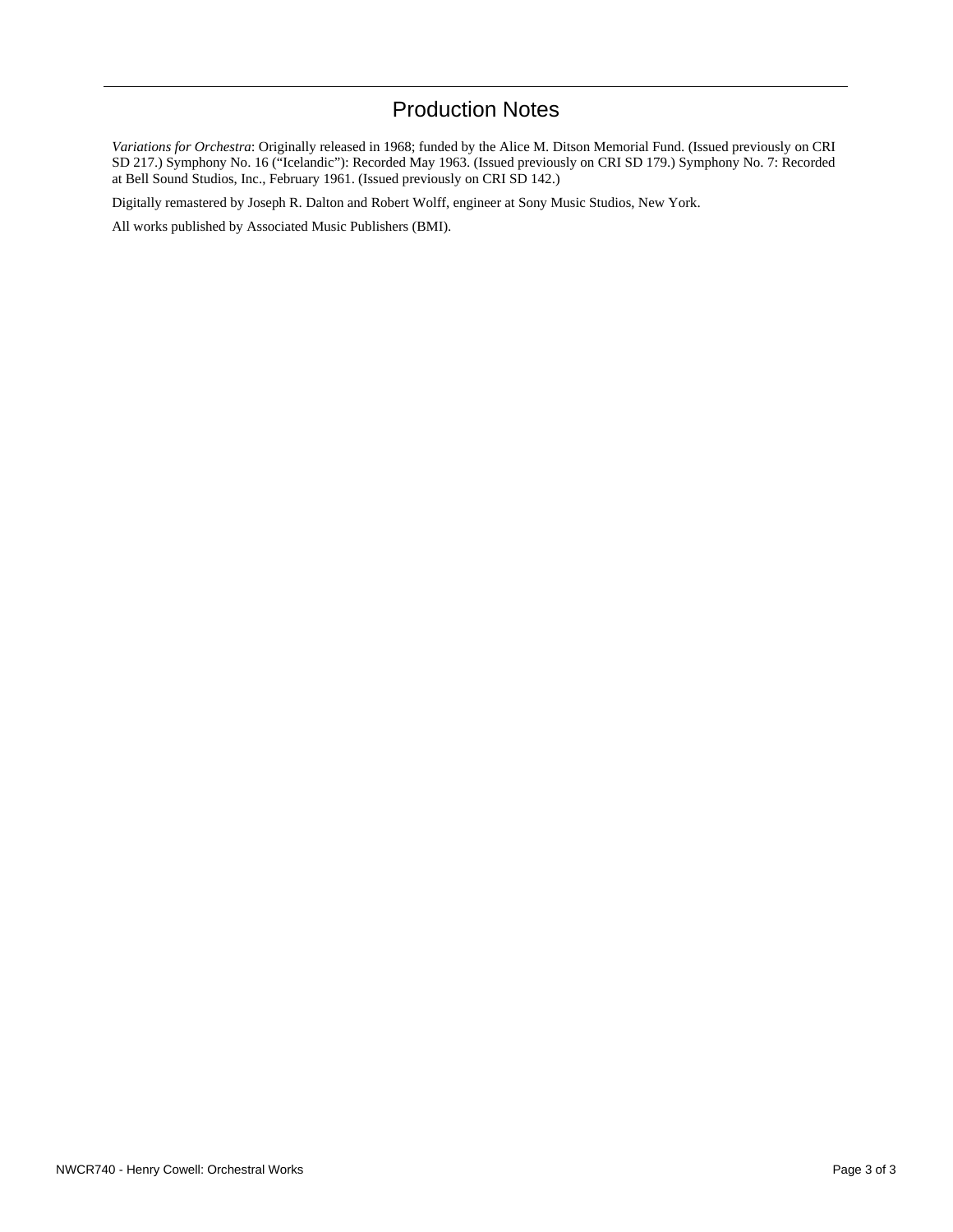## Production Notes

*Variations for Orchestra*: Originally released in 1968; funded by the Alice M. Ditson Memorial Fund. (Issued previously on CRI SD 217.) Symphony No. 16 ("Icelandic"): Recorded May 1963. (Issued previously on CRI SD 179.) Symphony No. 7: Recorded at Bell Sound Studios, Inc., February 1961. (Issued previously on CRI SD 142.)

Digitally remastered by Joseph R. Dalton and Robert Wolff, engineer at Sony Music Studios, New York.

All works published by Associated Music Publishers (BMI).